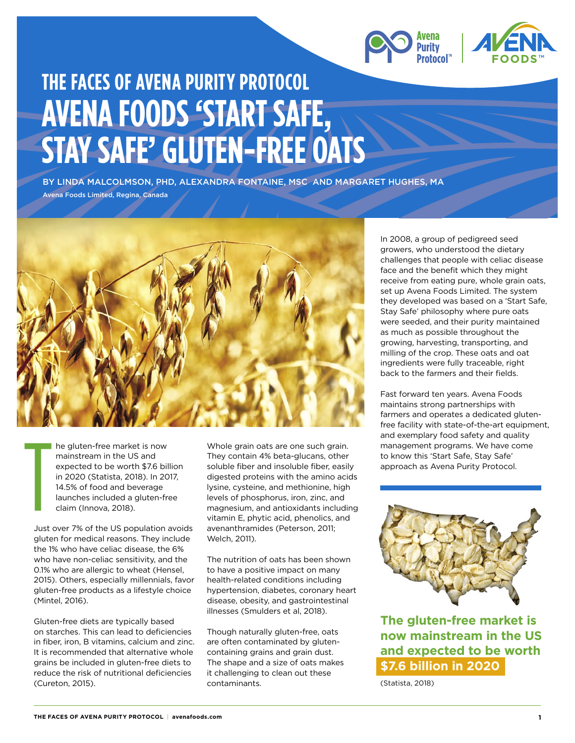# THE FACES OF AVENA PURITY PROTOCOL

# AVENA FOODS 'START SAFE, STAY SAFE' GLUTEN-FREE OATS

BY LINDA MALCOLMSON, PHD, ALEXANDRA FONTAINE, MSC AND MARGARET HUGHES, MA

Avena Foods Limited, Regina, Canada

The gluten-free market is now mainstream in the US and expected to be worth $7.6 billion in 2020 (Statista, 2018). In 2017, 14.5% of food and beverage launches included a gluten-free claim (Innova, 2018).

Just over 7% of the US population avoids gluten for medical reasons. They include the 1% who have celiac disease, the 6% who have non-celiac sensitivity, and the 0.1% who are allergic to wheat (Hensel, 2015). Others, especially millennials, favor gluten-free products as a lifestyle choice (Mintel, 2016).

Gluten-free diets are typically based on starches. This can lead to deficiencies in fiber, iron, B vitamins, calcium and zinc. It is recommended that alternative whole grains be included in gluten-free diets to reduce the risk of nutritional deficiencies (Cureton, 2015).

Whole grain oats are one such grain. They contain 4% beta-glucans, other soluble fiber and insoluble fiber, easily digested proteins with the amino acids lysine, cysteine, and methionine, high levels of phosphorus, iron, zinc, and magnesium, and antioxidants including vitamin E, phytic acid, phenolics, and avenanthramides (Peterson, 2011; Welch, 2011).

The nutrition of oats has been shown to have a positive impact on many health-related conditions including hypertension, diabetes, coronary heart disease, obesity, and gastrointestinal illnesses (Smulders et al, 2018).

Though naturally gluten-free, oats are often contaminated by gluten-containing grains and grain dust. The shape and a size of oats makes it challenging to clean out these contaminants.

In 2008, a group of pedigreed seed growers, who understood the dietary challenges that people with celiac disease face and the benefit which they might receive from eating pure, whole grain oats, set up Avena Foods Limited. The system they developed was based on a 'Start Safe, Stay Safe' philosophy where pure oats were seeded, and their purity maintained as much as possible throughout the growing, harvesting, transporting, and milling of the crop. These oats and oat ingredients were fully traceable, right back to the farmers and their fields.

Fast forward ten years. Avena Foods maintains strong partnerships with farmers and operates a dedicated gluten-free facility with state-of-the-art equipment, and exemplary food safety and quality management programs. We have come to know this 'Start Safe, Stay Safe' approach as Avena Purity Protocol.

**The gluten-free market is now mainstream in the US and expected to be worth $7.6 billion in 2020**

(Statista, 2018)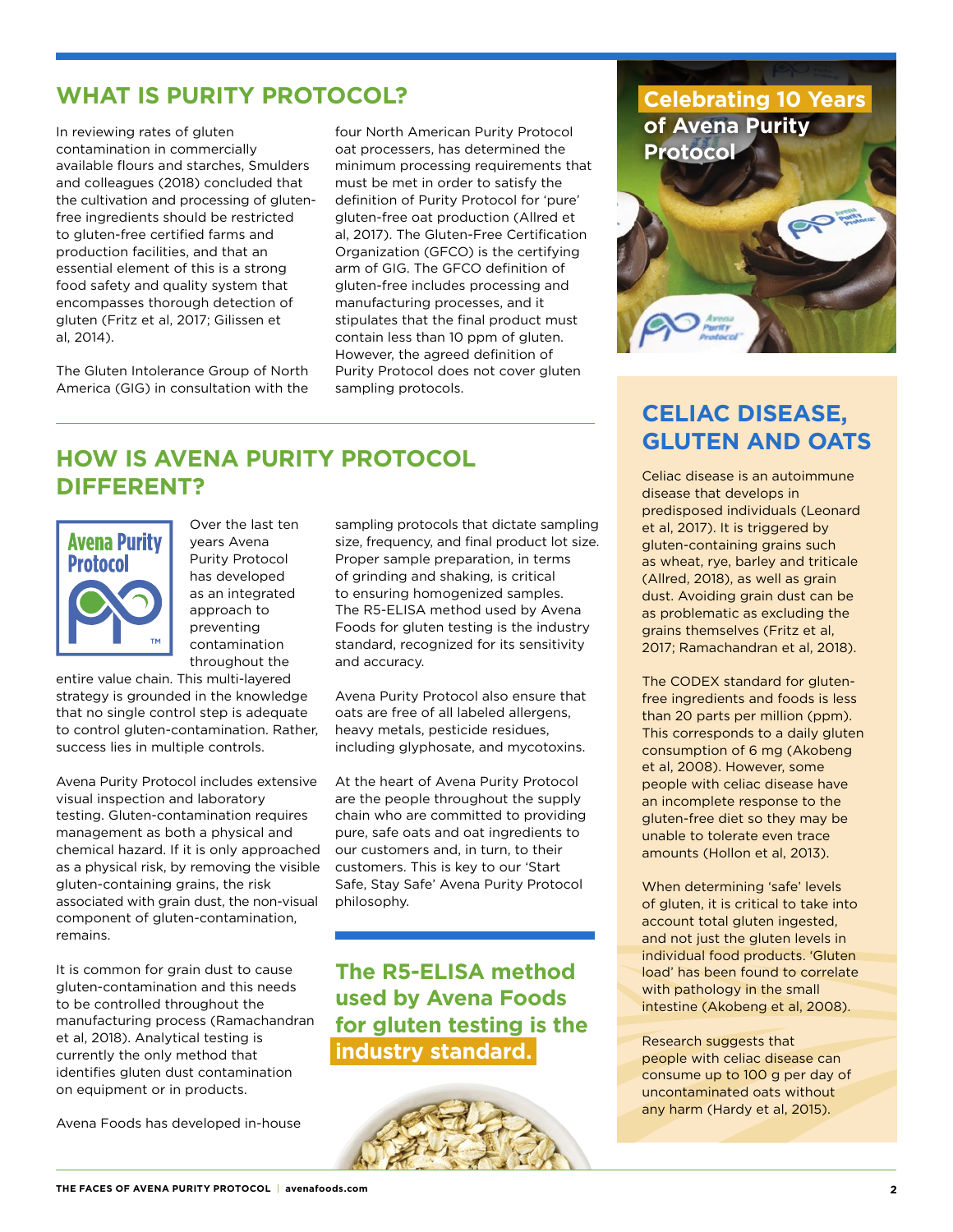## WHAT IS PURITY PROTOCOL?

In reviewing rates of gluten contamination in commercially available flours and starches, Smulders and colleagues (2018) concluded that the cultivation and processing of gluten-free ingredients should be restricted to gluten-free certified farms and production facilities, and that an essential element of this is a strong food safety and quality system that encompasses thorough detection of gluten (Fritz et al, 2017; Gilissen et al, 2014).

The Gluten Intolerance Group of North America (GIG) in consultation with the four North American Purity Protocol oat processers, has determined the minimum processing requirements that must be met in order to satisfy the definition of Purity Protocol for 'pure' gluten-free oat production (Allred et al, 2017). The Gluten-Free Certification Organization (GFCO) is the certifying arm of GIG. The GFCO definition of gluten-free includes processing and manufacturing processes, and it stipulates that the final product must contain less than 10 ppm of gluten. However, the agreed definition of Purity Protocol does not cover gluten sampling protocols.

**Celebrating 10 Years of Avena Purity Protocol**

## HOW IS AVENA PURITY PROTOCOL DIFFERENT?

Over the last ten years Avena Purity Protocol has developed as an integrated approach to preventing contamination throughout the entire value chain. This multi-layered strategy is grounded in the knowledge that no single control step is adequate to control gluten-contamination. Rather, success lies in multiple controls.

Avena Purity Protocol includes extensive visual inspection and laboratory testing. Gluten-contamination requires management as both a physical and chemical hazard. If it is only approached as a physical risk, by removing the visible gluten-containing grains, the risk associated with grain dust, the non-visual component of gluten-contamination, remains.

It is common for grain dust to cause gluten-contamination and this needs to be controlled throughout the manufacturing process (Ramachandran et al, 2018). Analytical testing is currently the only method that identifies gluten dust contamination on equipment or in products.

Avena Foods has developed in-house sampling protocols that dictate sampling size, frequency, and final product lot size. Proper sample preparation, in terms of grinding and shaking, is critical to ensuring homogenized samples. The R5-ELISA method used by Avena Foods for gluten testing is the industry standard, recognized for its sensitivity and accuracy.

Avena Purity Protocol also ensure that oats are free of all labeled allergens, heavy metals, pesticide residues, including glyphosate, and mycotoxins.

At the heart of Avena Purity Protocol are the people throughout the supply chain who are committed to providing pure, safe oats and oat ingredients to our customers and, in turn, to their customers. This is key to our 'Start Safe, Stay Safe' Avena Purity Protocol philosophy.

**The R5-ELISA method used by Avena Foods for gluten testing is the industry standard.**

## CELIAC DISEASE, GLUTEN AND OATS

Celiac disease is an autoimmune disease that develops in predisposed individuals (Leonard et al, 2017). It is triggered by gluten-containing grains such as wheat, rye, barley and triticale (Allred, 2018), as well as grain dust. Avoiding grain dust can be as problematic as excluding the grains themselves (Fritz et al, 2017; Ramachandran et al, 2018).

The CODEX standard for gluten-free ingredients and foods is less than 20 parts per million (ppm). This corresponds to a daily gluten consumption of 6 mg (Akobeng et al, 2008). However, some people with celiac disease have an incomplete response to the gluten-free diet so they may be unable to tolerate even trace amounts (Hollon et al, 2013).

When determining 'safe' levels of gluten, it is critical to take into account total gluten ingested, and not just the gluten levels in individual food products. 'Gluten load' has been found to correlate with pathology in the small intestine (Akobeng et al, 2008).

Research suggests that people with celiac disease can consume up to 100 g per day of uncontaminated oats without any harm (Hardy et al, 2015).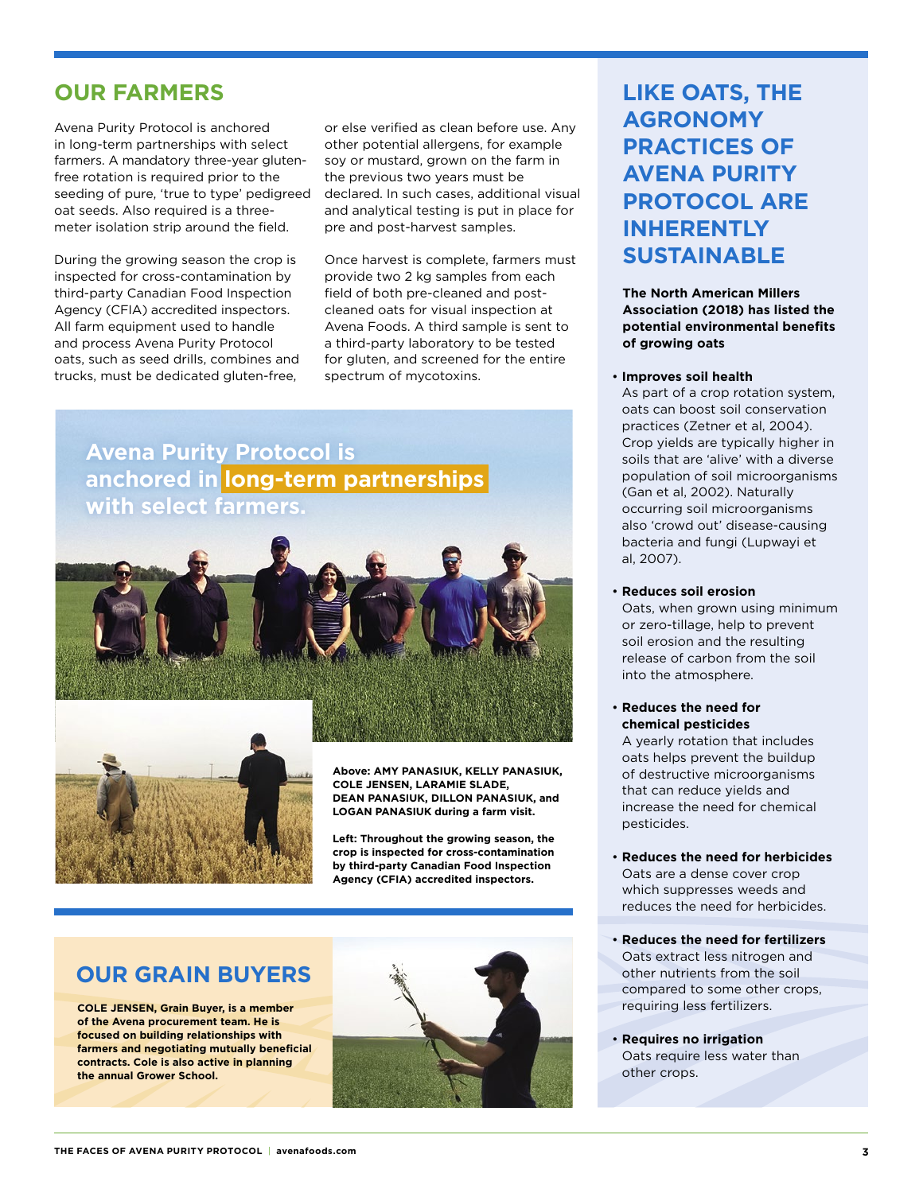## OUR FARMERS

Avena Purity Protocol is anchored in long-term partnerships with select farmers. A mandatory three-year gluten-free rotation is required prior to the seeding of pure, 'true to type' pedigreed oat seeds. Also required is a three-meter isolation strip around the field.

During the growing season the crop is inspected for cross-contamination by third-party Canadian Food Inspection Agency (CFIA) accredited inspectors. All farm equipment used to handle and process Avena Purity Protocol oats, such as seed drills, combines and trucks, must be dedicated gluten-free, or else verified as clean before use. Any other potential allergens, for example soy or mustard, grown on the farm in the previous two years must be declared. In such cases, additional visual and analytical testing is put in place for pre and post-harvest samples.

Once harvest is complete, farmers must provide two 2 kg samples from each field of both pre-cleaned and post-cleaned oats for visual inspection at Avena Foods. A third sample is sent to a third-party laboratory to be tested for gluten, and screened for the entire spectrum of mycotoxins.

**Avena Purity Protocol is anchored in long-term partnerships with select farmers.**

**Above: AMY PANASIUK, KELLY PANASIUK, COLE JENSEN, LARAMIE SLADE, DEAN PANASIUK, DILLON PANASIUK, and LOGAN PANASIUK during a farm visit.**

**Left: Throughout the growing season, the crop is inspected for cross-contamination by third-party Canadian Food Inspection Agency (CFIA) accredited inspectors.**

## OUR GRAIN BUYERS

**COLE JENSEN, Grain Buyer, is a member of the Avena procurement team. He is focused on building relationships with farmers and negotiating mutually beneficial contracts. Cole is also active in planning the annual Grower School.**

## LIKE OATS, THE AGRONOMY PRACTICES OF AVENA PURITY PROTOCOL ARE INHERENTLY SUSTAINABLE

**The North American Millers Association (2018) has listed the potential environmental benefits of growing oats**

- **Improves soil health**
  As part of a crop rotation system, oats can boost soil conservation practices (Zetner et al, 2004). Crop yields are typically higher in soils that are 'alive' with a diverse population of soil microorganisms (Gan et al, 2002). Naturally occurring soil microorganisms also 'crowd out' disease-causing bacteria and fungi (Lupwayi et al, 2007).
- **Reduces soil erosion**
  Oats, when grown using minimum or zero-tillage, help to prevent soil erosion and the resulting release of carbon from the soil into the atmosphere.
- **Reduces the need for chemical pesticides**
  A yearly rotation that includes oats helps prevent the buildup of destructive microorganisms that can reduce yields and increase the need for chemical pesticides.
- **Reduces the need for herbicides**
  Oats are a dense cover crop which suppresses weeds and reduces the need for herbicides.
- **Reduces the need for fertilizers**
  Oats extract less nitrogen and other nutrients from the soil compared to some other crops, requiring less fertilizers.
- **Requires no irrigation**
  Oats require less water than other crops.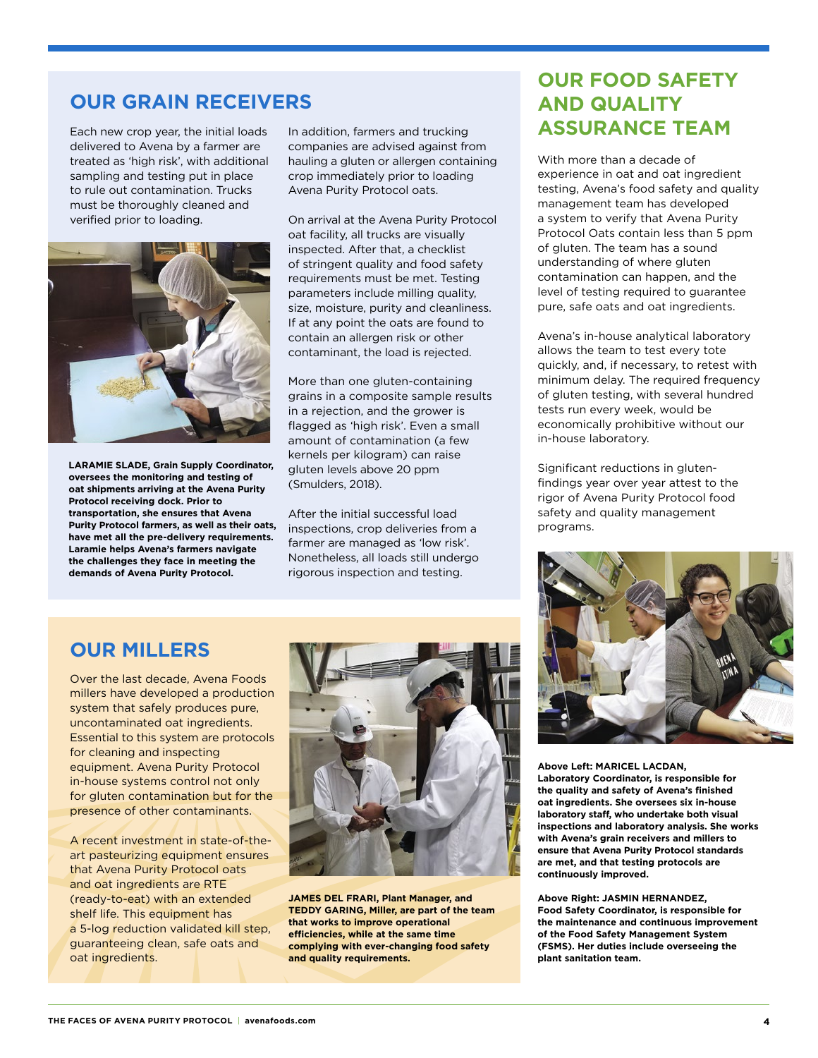## OUR GRAIN RECEIVERS

Each new crop year, the initial loads delivered to Avena by a farmer are treated as 'high risk', with additional sampling and testing put in place to rule out contamination. Trucks must be thoroughly cleaned and verified prior to loading.

**LARAMIE SLADE, Grain Supply Coordinator, oversees the monitoring and testing of oat shipments arriving at the Avena Purity Protocol receiving dock. Prior to transportation, she ensures that Avena Purity Protocol farmers, as well as their oats, have met all the pre-delivery requirements. Laramie helps Avena's farmers navigate the challenges they face in meeting the demands of Avena Purity Protocol.**

In addition, farmers and trucking companies are advised against from hauling a gluten or allergen containing crop immediately prior to loading Avena Purity Protocol oats.

On arrival at the Avena Purity Protocol oat facility, all trucks are visually inspected. After that, a checklist of stringent quality and food safety requirements must be met. Testing parameters include milling quality, size, moisture, purity and cleanliness. If at any point the oats are found to contain an allergen risk or other contaminant, the load is rejected.

More than one gluten-containing grains in a composite sample results in a rejection, and the grower is flagged as 'high risk'. Even a small amount of contamination (a few kernels per kilogram) can raise gluten levels above 20 ppm (Smulders, 2018).

After the initial successful load inspections, crop deliveries from a farmer are managed as 'low risk'. Nonetheless, all loads still undergo rigorous inspection and testing.

## OUR FOOD SAFETY AND QUALITY ASSURANCE TEAM

With more than a decade of experience in oat and oat ingredient testing, Avena's food safety and quality management team has developed a system to verify that Avena Purity Protocol Oats contain less than 5 ppm of gluten. The team has a sound understanding of where gluten contamination can happen, and the level of testing required to guarantee pure, safe oats and oat ingredients.

Avena's in-house analytical laboratory allows the team to test every tote quickly, and, if necessary, to retest with minimum delay. The required frequency of gluten testing, with several hundred tests run every week, would be economically prohibitive without our in-house laboratory.

Significant reductions in gluten-findings year over year attest to the rigor of Avena Purity Protocol food safety and quality management programs.

**Above Left: MARICEL LACDAN, Laboratory Coordinator, is responsible for the quality and safety of Avena's finished oat ingredients. She oversees six in-house laboratory staff, who undertake both visual inspections and laboratory analysis. She works with Avena's grain receivers and millers to ensure that Avena Purity Protocol standards are met, and that testing protocols are continuously improved.**

**Above Right: JASMIN HERNANDEZ, Food Safety Coordinator, is responsible for the maintenance and continuous improvement of the Food Safety Management System (FSMS). Her duties include overseeing the plant sanitation team.**

## OUR MILLERS

Over the last decade, Avena Foods millers have developed a production system that safely produces pure, uncontaminated oat ingredients. Essential to this system are protocols for cleaning and inspecting equipment. Avena Purity Protocol in-house systems control not only for gluten contamination but for the presence of other contaminants.

A recent investment in state-of-the-art pasteurizing equipment ensures that Avena Purity Protocol oats and oat ingredients are RTE (ready-to-eat) with an extended shelf life. This equipment has a 5-log reduction validated kill step, guaranteeing clean, safe oats and oat ingredients.

**JAMES DEL FRARI, Plant Manager, and TEDDY GARING, Miller, are part of the team that works to improve operational efficiencies, while at the same time complying with ever-changing food safety and quality requirements.**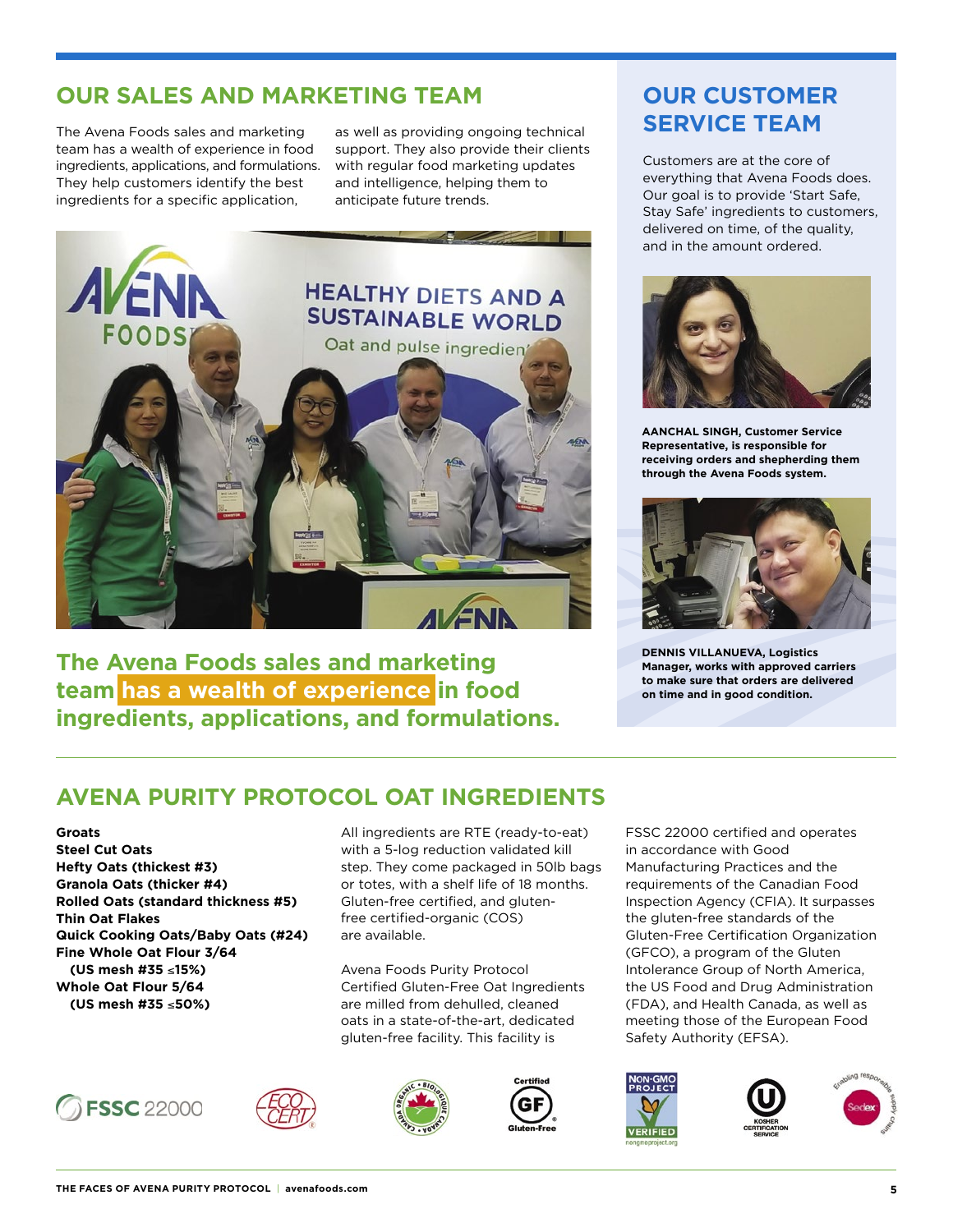## OUR SALES AND MARKETING TEAM

The Avena Foods sales and marketing team has a wealth of experience in food ingredients, applications, and formulations. They help customers identify the best ingredients for a specific application, as well as providing ongoing technical support. They also provide their clients with regular food marketing updates and intelligence, helping them to anticipate future trends.

**The Avena Foods sales and marketing team has a wealth of experience in food ingredients, applications, and formulations.**

## OUR CUSTOMER SERVICE TEAM

Customers are at the core of everything that Avena Foods does. Our goal is to provide 'Start Safe, Stay Safe' ingredients to customers, delivered on time, of the quality, and in the amount ordered.

**AANCHAL SINGH, Customer Service Representative, is responsible for receiving orders and shepherding them through the Avena Foods system.**

**DENNIS VILLANUEVA, Logistics Manager, works with approved carriers to make sure that orders are delivered on time and in good condition.**

## AVENA PURITY PROTOCOL OAT INGREDIENTS

**Groats**
**Steel Cut Oats**
**Hefty Oats (thickest #3)**
**Granola Oats (thicker #4)**
**Rolled Oats (standard thickness #5)**
**Thin Oat Flakes**
**Quick Cooking Oats/Baby Oats (#24)**
**Fine Whole Oat Flour 3/64**
**(US mesh #35 ≤15%)**
**Whole Oat Flour 5/64**
**(US mesh #35 ≤50%)**

All ingredients are RTE (ready-to-eat) with a 5-log reduction validated kill step. They come packaged in 50lb bags or totes, with a shelf life of 18 months. Gluten-free certified, and gluten-free certified-organic (COS) are available.

Avena Foods Purity Protocol Certified Gluten-Free Oat Ingredients are milled from dehulled, cleaned oats in a state-of-the-art, dedicated gluten-free facility. This facility is FSSC 22000 certified and operates in accordance with Good Manufacturing Practices and the requirements of the Canadian Food Inspection Agency (CFIA). It surpasses the gluten-free standards of the Gluten-Free Certification Organization (GFCO), a program of the Gluten Intolerance Group of North America, the US Food and Drug Administration (FDA), and Health Canada, as well as meeting those of the European Food Safety Authority (EFSA).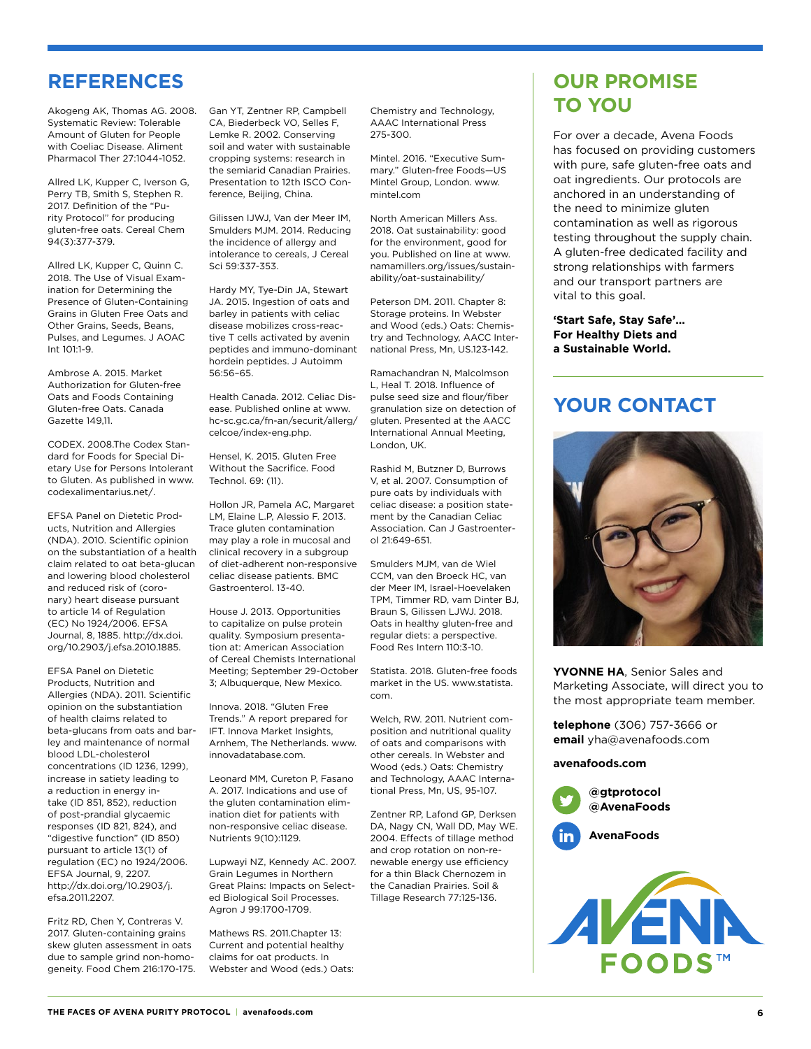## REFERENCES

Akogeng AK, Thomas AG. 2008. Systematic Review: Tolerable Amount of Gluten for People with Coeliac Disease. Aliment Pharmacol Ther 27:1044-1052.

Allred LK, Kupper C, Iverson G, Perry TB, Smith S, Stephen R. 2017. Definition of the "Purity Protocol" for producing gluten-free oats. Cereal Chem 94(3):377-379.

Allred LK, Kupper C, Quinn C. 2018. The Use of Visual Examination for Determining the Presence of Gluten-Containing Grains in Gluten Free Oats and Other Grains, Seeds, Beans, Pulses, and Legumes. J AOAC Int 101:1-9.

Ambrose A. 2015. Market Authorization for Gluten-free Oats and Foods Containing Gluten-free Oats. Canada Gazette 149,11.

CODEX. 2008.The Codex Standard for Foods for Special Dietary Use for Persons Intolerant to Gluten. As published in www.codexalimentarius.net/.

EFSA Panel on Dietetic Products, Nutrition and Allergies (NDA). 2010. Scientific opinion on the substantiation of a health claim related to oat beta-glucan and lowering blood cholesterol and reduced risk of (coronary) heart disease pursuant to article 14 of Regulation (EC) No 1924/2006. EFSA Journal, 8, 1885. http://dx.doi.org/10.2903/j.efsa.2010.1885.

EFSA Panel on Dietetic Products, Nutrition and Allergies (NDA). 2011. Scientific opinion on the substantiation of health claims related to beta-glucans from oats and barley and maintenance of normal blood LDL-cholesterol concentrations (ID 1236, 1299), increase in satiety leading to a reduction in energy intake (ID 851, 852), reduction of post-prandial glycaemic responses (ID 821, 824), and "digestive function" (ID 850) pursuant to article 13(1) of regulation (EC) no 1924/2006. EFSA Journal, 9, 2207. http://dx.doi.org/10.2903/j.efsa.2011.2207.

Fritz RD, Chen Y, Contreras V. 2017. Gluten-containing grains skew gluten assessment in oats due to sample grind non-homogeneity. Food Chem 216:170-175.

Gan YT, Zentner RP, Campbell CA, Biederbeck VO, Selles F, Lemke R. 2002. Conserving soil and water with sustainable cropping systems: research in the semiarid Canadian Prairies. Presentation to 12th ISCO Conference, Beijing, China.

Gilissen IJWJ, Van der Meer IM, Smulders MJM. 2014. Reducing the incidence of allergy and intolerance to cereals, J Cereal Sci 59:337-353.

Hardy MY, Tye-Din JA, Stewart JA. 2015. Ingestion of oats and barley in patients with celiac disease mobilizes cross-reactive T cells activated by avenin peptides and immuno-dominant hordein peptides. J Autoimm 56:56–65.

Health Canada. 2012. Celiac Disease. Published online at www.hc-sc.gc.ca/fn-an/securit/allerg/celcoe/index-eng.php.

Hensel, K. 2015. Gluten Free Without the Sacrifice. Food Technol. 69: (11).

Hollon JR, Pamela AC, Margaret LM, Elaine L.P, Alessio F. 2013. Trace gluten contamination may play a role in mucosal and clinical recovery in a subgroup of diet-adherent non-responsive celiac disease patients. BMC Gastroenterol. 13-40.

House J. 2013. Opportunities to capitalize on pulse protein quality. Symposium presentation at: American Association of Cereal Chemists International Meeting; September 29-October 3; Albuquerque, New Mexico.

Innova. 2018. "Gluten Free Trends." A report prepared for IFT. Innova Market Insights, Arnhem, The Netherlands. www.innovadatabase.com.

Leonard MM, Cureton P, Fasano A. 2017. Indications and use of the gluten contamination elimination diet for patients with non-responsive celiac disease. Nutrients 9(10):1129.

Lupwayi NZ, Kennedy AC. 2007. Grain Legumes in Northern Great Plains: Impacts on Selected Biological Soil Processes. Agron J 99:1700-1709.

Mathews RS. 2011.Chapter 13: Current and potential healthy claims for oat products. In Webster and Wood (eds.) Oats: Chemistry and Technology, AAAC International Press 275-300.

Mintel. 2016. "Executive Summary." Gluten-free Foods—US Mintel Group, London. www.mintel.com

North American Millers Ass. 2018. Oat sustainability: good for the environment, good for you. Published on line at www.namamillers.org/issues/sustainability/oat-sustainability/

Peterson DM. 2011. Chapter 8: Storage proteins. In Webster and Wood (eds.) Oats: Chemistry and Technology, AACC International Press, Mn, US.123-142.

Ramachandran N, Malcolmson L, Heal T. 2018. Influence of pulse seed size and flour/fiber granulation size on detection of gluten. Presented at the AACC International Annual Meeting, London, UK.

Rashid M, Butzner D, Burrows V, et al. 2007. Consumption of pure oats by individuals with celiac disease: a position statement by the Canadian Celiac Association. Can J Gastroenterol 21:649-651.

Smulders MJM, van de Wiel CCM, van den Broeck HC, van der Meer IM, Israel-Hoevelaken TPM, Timmer RD, vam Dinter BJ, Braun S, Gilissen LJWJ. 2018. Oats in healthy gluten-free and regular diets: a perspective. Food Res Intern 110:3-10.

Statista. 2018. Gluten-free foods market in the US. www.statista.com.

Welch, RW. 2011. Nutrient composition and nutritional quality of oats and comparisons with other cereals. In Webster and Wood (eds.) Oats: Chemistry and Technology, AAAC International Press, Mn, US, 95-107.

Zentner RP, Lafond GP, Derksen DA, Nagy CN, Wall DD, May WE. 2004. Effects of tillage method and crop rotation on non-renewable energy use efficiency for a thin Black Chernozem in the Canadian Prairies. Soil & Tillage Research 77:125-136.

## OUR PROMISE TO YOU

For over a decade, Avena Foods has focused on providing customers with pure, safe gluten-free oats and oat ingredients. Our protocols are anchored in an understanding of the need to minimize gluten contamination as well as rigorous testing throughout the supply chain. A gluten-free dedicated facility and strong relationships with farmers and our transport partners are vital to this goal.

**'Start Safe, Stay Safe'... For Healthy Diets and a Sustainable World.**

## YOUR CONTACT

**YVONNE HA**, Senior Sales and Marketing Associate, will direct you to the most appropriate team member.

**telephone** (306) 757-3666 or
**email** yha@avenafoods.com

**avenafoods.com**

**@gtprotocol**
**@AvenaFoods**

**AvenaFoods**

AVENA FOODS™